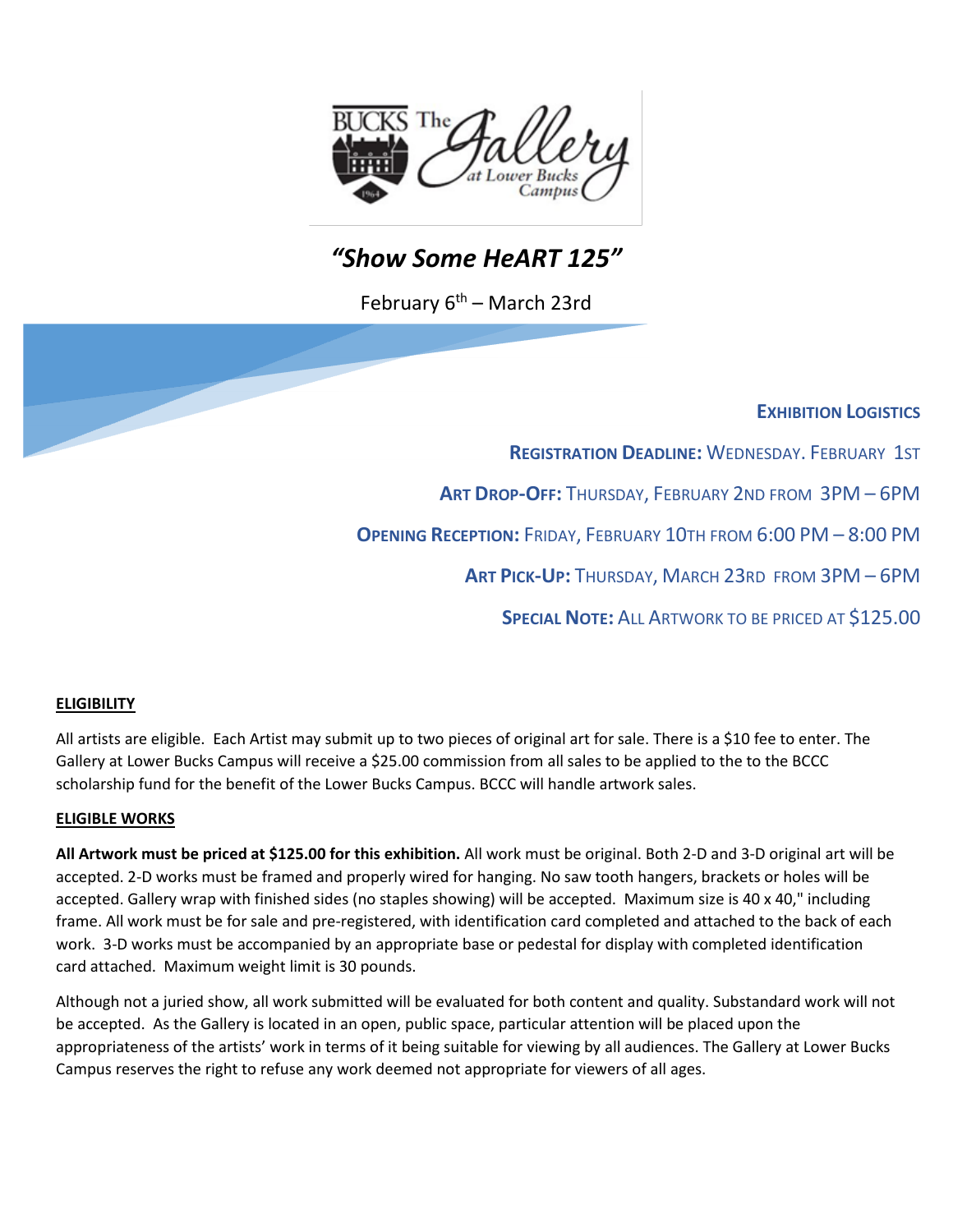# *"Show Some HeART 125"*

February 6th – March 23rd

## Exhibition Logistics

**Registration Deadline:** Wednesday. February 1st

**Art Drop-Off:** Thursday, February 2nd from 3PM – 6PM

**Opening Reception:** Friday, February 10th from 6:00 PM – 8:00 PM

**Art Pick-Up:** Thursday, March 23rd from 3PM – 6PM

**Special Note:** All Artwork to be priced at $125.00

### ELIGIBILITY

All artists are eligible. Each Artist may submit up to two pieces of original art for sale. There is a $10 fee to enter. The Gallery at Lower Bucks Campus will receive a $25.00 commission from all sales to be applied to the to the BCCC scholarship fund for the benefit of the Lower Bucks Campus. BCCC will handle artwork sales.

### ELIGIBLE WORKS

**All Artwork must be priced at $125.00 for this exhibition.** All work must be original. Both 2-D and 3-D original art will be accepted. 2-D works must be framed and properly wired for hanging. No saw tooth hangers, brackets or holes will be accepted. Gallery wrap with finished sides (no staples showing) will be accepted. Maximum size is 40 x 40," including frame. All work must be for sale and pre-registered, with identification card completed and attached to the back of each work. 3-D works must be accompanied by an appropriate base or pedestal for display with completed identification card attached. Maximum weight limit is 30 pounds.

Although not a juried show, all work submitted will be evaluated for both content and quality. Substandard work will not be accepted. As the Gallery is located in an open, public space, particular attention will be placed upon the appropriateness of the artists' work in terms of it being suitable for viewing by all audiences. The Gallery at Lower Bucks Campus reserves the right to refuse any work deemed not appropriate for viewers of all ages.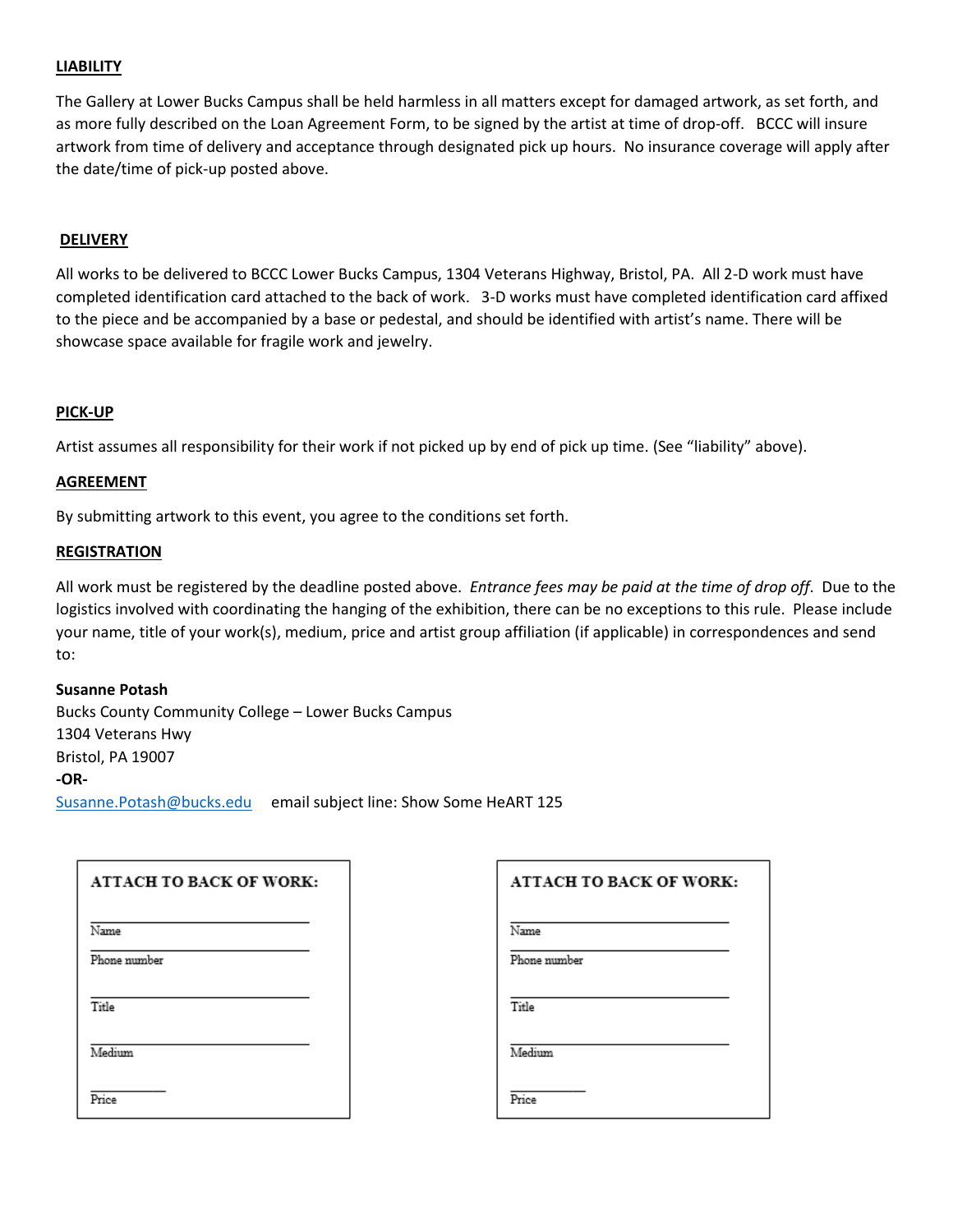## LIABILITY

The Gallery at Lower Bucks Campus shall be held harmless in all matters except for damaged artwork, as set forth, and as more fully described on the Loan Agreement Form, to be signed by the artist at time of drop-off. BCCC will insure artwork from time of delivery and acceptance through designated pick up hours. No insurance coverage will apply after the date/time of pick-up posted above.

## DELIVERY

All works to be delivered to BCCC Lower Bucks Campus, 1304 Veterans Highway, Bristol, PA. All 2-D work must have completed identification card attached to the back of work. 3-D works must have completed identification card affixed to the piece and be accompanied by a base or pedestal, and should be identified with artist's name. There will be showcase space available for fragile work and jewelry.

## PICK-UP

Artist assumes all responsibility for their work if not picked up by end of pick up time. (See "liability" above).

## AGREEMENT

By submitting artwork to this event, you agree to the conditions set forth.

## REGISTRATION

All work must be registered by the deadline posted above. *Entrance fees may be paid at the time of drop off*. Due to the logistics involved with coordinating the hanging of the exhibition, there can be no exceptions to this rule. Please include your name, title of your work(s), medium, price and artist group affiliation (if applicable) in correspondences and send to:

**Susanne Potash**
Bucks County Community College – Lower Bucks Campus
1304 Veterans Hwy
Bristol, PA 19007
**-OR-**
Susanne.Potash@bucks.edu email subject line: Show Some HeART 125

**ATTACH TO BACK OF WORK:**

______________________________
Name
______________________________
Phone number
______________________________
Title
______________________________
Medium
__________
Price

**ATTACH TO BACK OF WORK:**

______________________________
Name
______________________________
Phone number
______________________________
Title
______________________________
Medium
__________
Price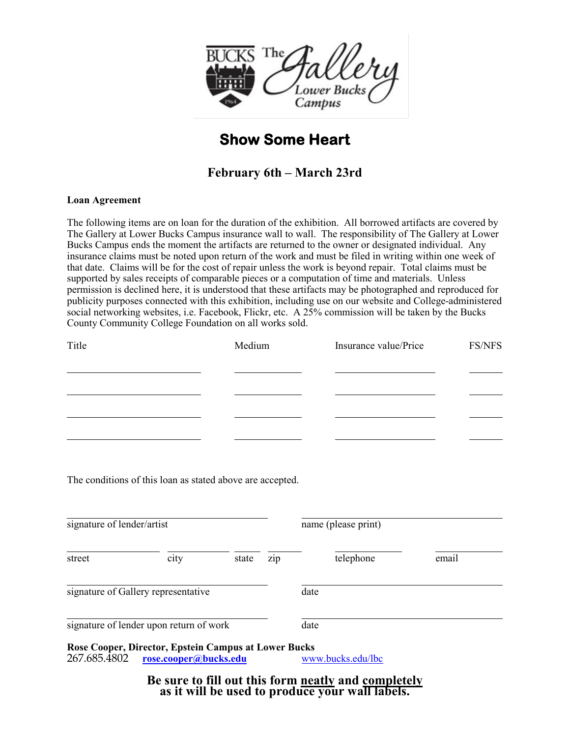# Show Some Heart

## February 6th – March 23rd

**Loan Agreement**

The following items are on loan for the duration of the exhibition. All borrowed artifacts are covered by The Gallery at Lower Bucks Campus insurance wall to wall. The responsibility of The Gallery at Lower Bucks Campus ends the moment the artifacts are returned to the owner or designated individual. Any insurance claims must be noted upon return of the work and must be filed in writing within one week of that date. Claims will be for the cost of repair unless the work is beyond repair. Total claims must be supported by sales receipts of comparable pieces or a computation of time and materials. Unless permission is declined here, it is understood that these artifacts may be photographed and reproduced for publicity purposes connected with this exhibition, including use on our website and College-administered social networking websites, i.e. Facebook, Flickr, etc. A 25% commission will be taken by the Bucks County Community College Foundation on all works sold.

| Title | Medium | Insurance value/Price | FS/NFS |
|---|---|---|---|
| | | | |
| | | | |
| | | | |
| | | | |

The conditions of this loan as stated above are accepted.

signature of lender/artist ______________________ name (please print) ______________________

street ________ city ________ state ________ zip ________ telephone ________ email ________

signature of Gallery representative ______________________ date ______________________

signature of lender upon return of work ______________________ date ______________________

**Rose Cooper, Director, Epstein Campus at Lower Bucks**
267.685.4802 **rose.cooper@bucks.edu** www.bucks.edu/lbc

**Be sure to fill out this form neatly and completely as it will be used to produce your wall labels.**